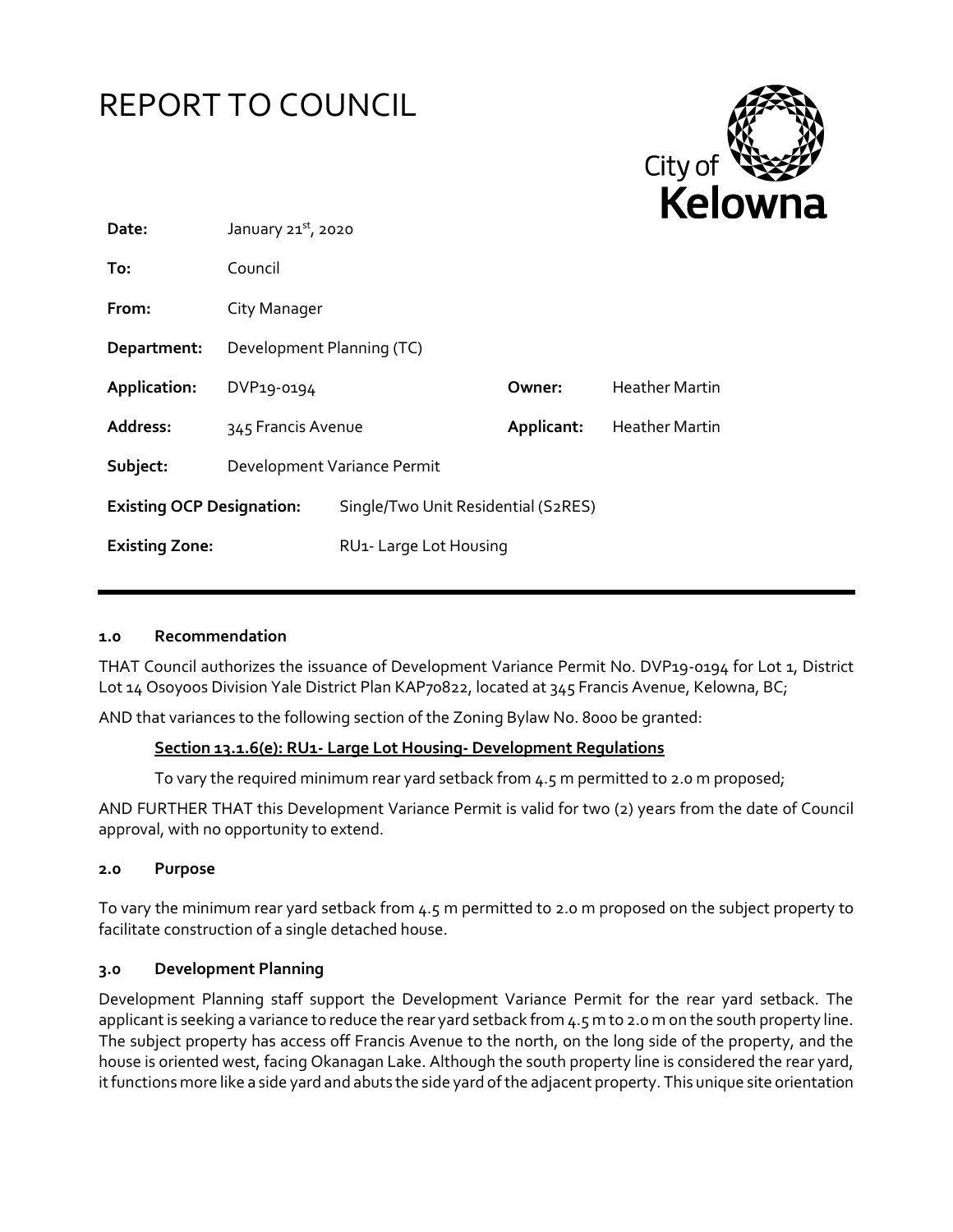# REPORT TO COUNCIL

| | | | |
|---|---|---|---|
| **Date:** | January 21st, 2020 | | |
| **To:** | Council | | |
| **From:** | City Manager | | |
| **Department:** | Development Planning (TC) | | |
| **Application:** | DVP19-0194 | **Owner:** | Heather Martin |
| **Address:** | 345 Francis Avenue | **Applicant:** | Heather Martin |
| **Subject:** | Development Variance Permit | | |
| **Existing OCP Designation:** | Single/Two Unit Residential (S2RES) | | |
| **Existing Zone:** | RU1- Large Lot Housing | | |

### 1.0 Recommendation

THAT Council authorizes the issuance of Development Variance Permit No. DVP19-0194 for Lot 1, District Lot 14 Osoyoos Division Yale District Plan KAP70822, located at 345 Francis Avenue, Kelowna, BC;

AND that variances to the following section of the Zoning Bylaw No. 8000 be granted:

**Section 13.1.6(e): RU1- Large Lot Housing- Development Regulations**

To vary the required minimum rear yard setback from 4.5 m permitted to 2.0 m proposed;

AND FURTHER THAT this Development Variance Permit is valid for two (2) years from the date of Council approval, with no opportunity to extend.

### 2.0 Purpose

To vary the minimum rear yard setback from 4.5 m permitted to 2.0 m proposed on the subject property to facilitate construction of a single detached house.

### 3.0 Development Planning

Development Planning staff support the Development Variance Permit for the rear yard setback. The applicant is seeking a variance to reduce the rear yard setback from 4.5 m to 2.0 m on the south property line. The subject property has access off Francis Avenue to the north, on the long side of the property, and the house is oriented west, facing Okanagan Lake. Although the south property line is considered the rear yard, it functions more like a side yard and abuts the side yard of the adjacent property. This unique site orientation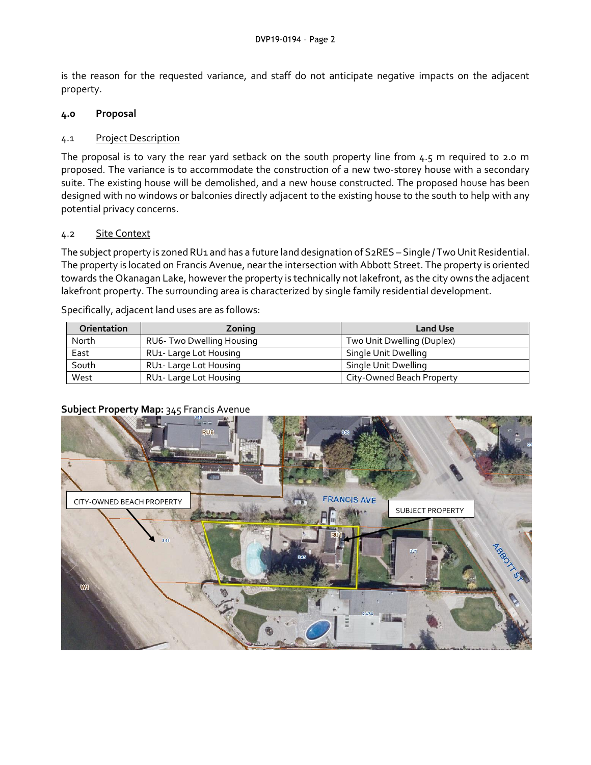is the reason for the requested variance, and staff do not anticipate negative impacts on the adjacent property.

## 4.0 Proposal

### 4.1 Project Description

The proposal is to vary the rear yard setback on the south property line from 4.5 m required to 2.0 m proposed. The variance is to accommodate the construction of a new two-storey house with a secondary suite. The existing house will be demolished, and a new house constructed. The proposed house has been designed with no windows or balconies directly adjacent to the existing house to the south to help with any potential privacy concerns.

### 4.2 Site Context

The subject property is zoned RU1 and has a future land designation of S2RES – Single / Two Unit Residential. The property is located on Francis Avenue, near the intersection with Abbott Street. The property is oriented towards the Okanagan Lake, however the property is technically not lakefront, as the city owns the adjacent lakefront property. The surrounding area is characterized by single family residential development.

Specifically, adjacent land uses are as follows:

| Orientation | Zoning | Land Use |
| --- | --- | --- |
| North | RU6- Two Dwelling Housing | Two Unit Dwelling (Duplex) |
| East | RU1- Large Lot Housing | Single Unit Dwelling |
| South | RU1- Large Lot Housing | Single Unit Dwelling |
| West | RU1- Large Lot Housing | City-Owned Beach Property |

**Subject Property Map:** 345 Francis Avenue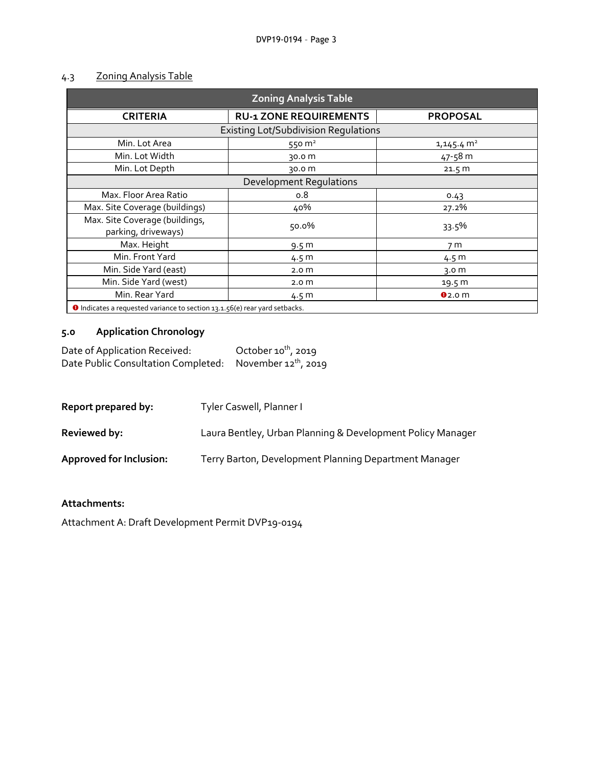## 4.3 Zoning Analysis Table

| Zoning Analysis Table | | |
|---|---|---|
| **CRITERIA** | **RU-1 ZONE REQUIREMENTS** | **PROPOSAL** |
| Existing Lot/Subdivision Regulations | | |
| Min. Lot Area | 550 m² | 1,145.4 m² |
| Min. Lot Width | 30.0 m | 47-58 m |
| Min. Lot Depth | 30.0 m | 21.5 m |
| Development Regulations | | |
| Max. Floor Area Ratio | 0.8 | 0.43 |
| Max. Site Coverage (buildings) | 40% | 27.2% |
| Max. Site Coverage (buildings, parking, driveways) | 50.0% | 33.5% |
| Max. Height | 9.5 m | 7 m |
| Min. Front Yard | 4.5 m | 4.5 m |
| Min. Side Yard (east) | 2.0 m | 3.0 m |
| Min. Side Yard (west) | 2.0 m | 19.5 m |
| Min. Rear Yard | 4.5 m | ❶ 2.0 m |

❶ Indicates a requested variance to section 13.1.56(e) rear yard setbacks.

## 5.0 Application Chronology

Date of Application Received: October 10th, 2019
Date Public Consultation Completed: November 12th, 2019

**Report prepared by:** Tyler Caswell, Planner I

**Reviewed by:** Laura Bentley, Urban Planning & Development Policy Manager

**Approved for Inclusion:** Terry Barton, Development Planning Department Manager

**Attachments:**

Attachment A: Draft Development Permit DVP19-0194